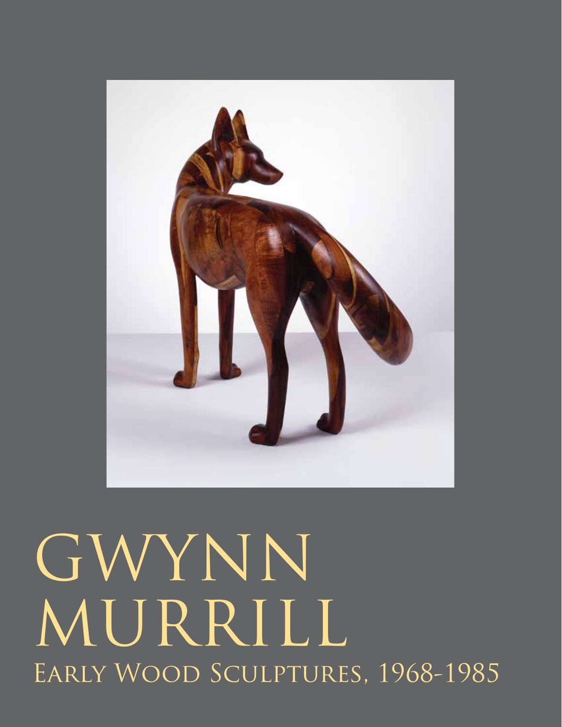# GWYNN MURRILL

## EARLY WOOD SCULPTURES, 1968-1985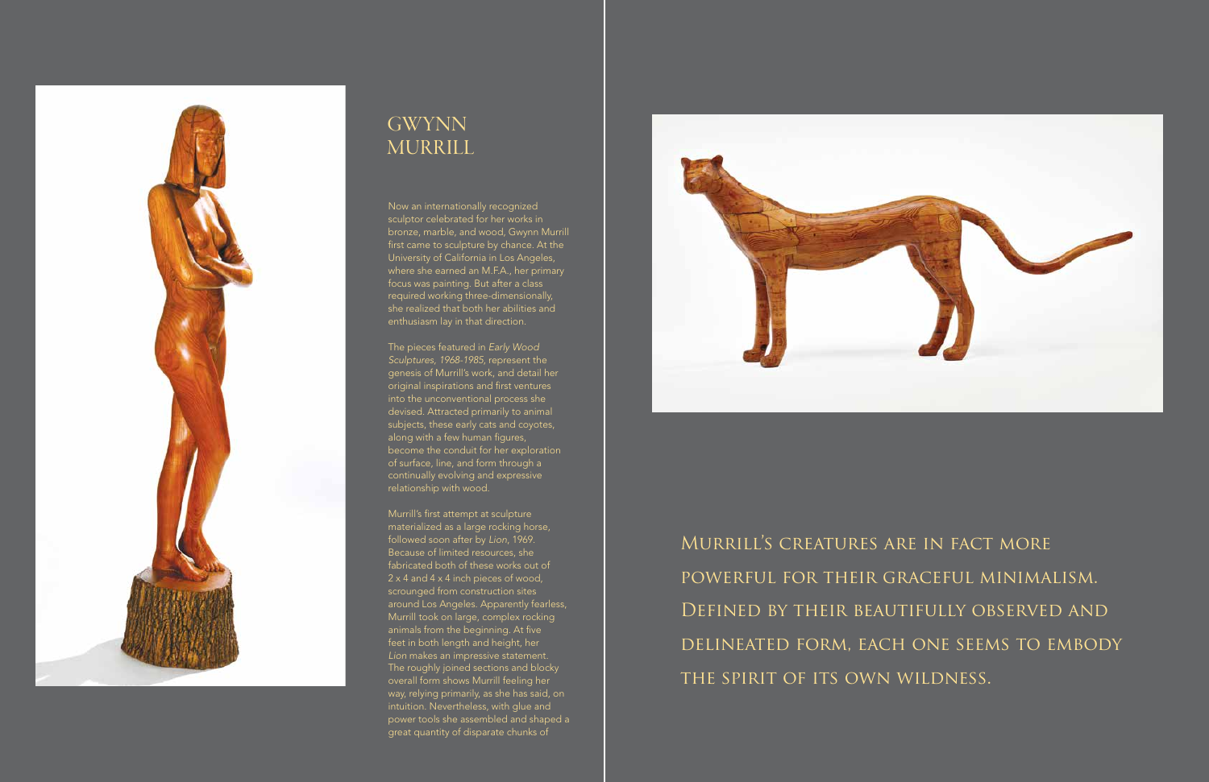# GWYNN MURRILL

Now an internationally recognized sculptor celebrated for her works in bronze, marble, and wood, Gwynn Murrill first came to sculpture by chance. At the University of California in Los Angeles, where she earned an M.F.A., her primary focus was painting. But after a class required working three-dimensionally, she realized that both her abilities and enthusiasm lay in that direction.

The pieces featured in *Early Wood Sculptures, 1968-1985*, represent the genesis of Murrill's work, and detail her original inspirations and first ventures into the unconventional process she devised. Attracted primarily to animal subjects, these early cats and coyotes, along with a few human figures, become the conduit for her exploration of surface, line, and form through a continually evolving and expressive relationship with wood.

Murrill's first attempt at sculpture materialized as a large rocking horse, followed soon after by *Lion*, 1969. Because of limited resources, she fabricated both of these works out of 2 x 4 and 4 x 4 inch pieces of wood, scrounged from construction sites around Los Angeles. Apparently fearless, Murrill took on large, complex rocking animals from the beginning. At five feet in both length and height, her *Lion* makes an impressive statement. The roughly joined sections and blocky overall form shows Murrill feeling her way, relying primarily, as she has said, on intuition. Nevertheless, with glue and power tools she assembled and shaped a great quantity of disparate chunks of

MURRILL'S CREATURES ARE IN FACT MORE POWERFUL FOR THEIR GRACEFUL MINIMALISM. DEFINED BY THEIR BEAUTIFULLY OBSERVED AND DELINEATED FORM, EACH ONE SEEMS TO EMBODY THE SPIRIT OF ITS OWN WILDNESS.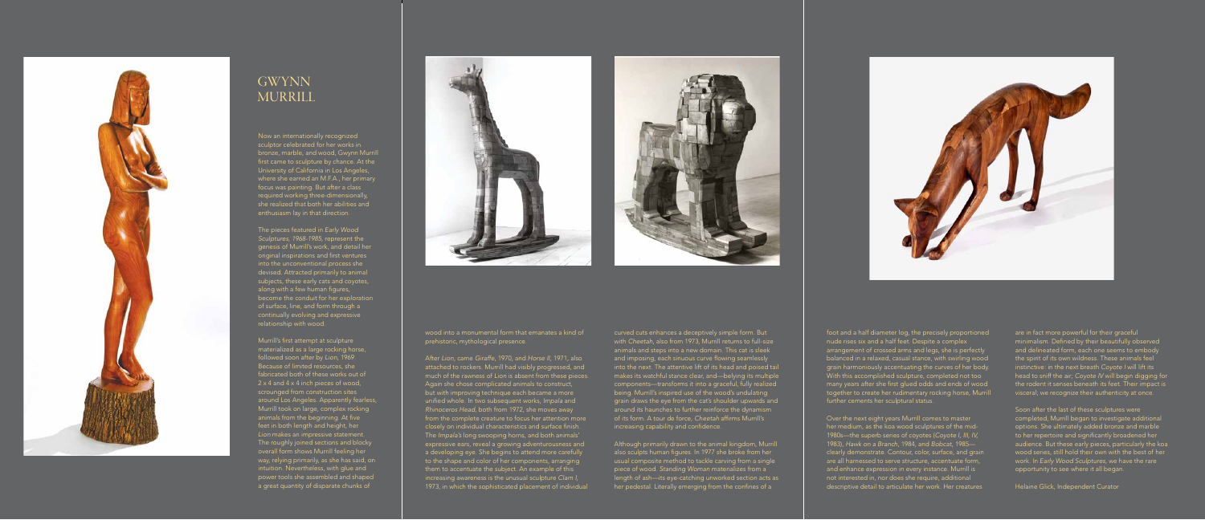# GWYNN MURRILL

Now an internationally recognized sculptor celebrated for her works in bronze, marble, and wood, Gwynn Murrill first came to sculpture by chance. At the University of California in Los Angeles, where she earned an M.F.A., her primary focus was painting. But after a class required working three-dimensionally, she realized that both her abilities and enthusiasm lay in that direction.

The pieces featured in *Early Wood Sculptures, 1968–1985,* represent the genesis of Murrill's work, and detail her original inspirations and first ventures into the unconventional process she devised. Attracted primarily to animal subjects, these early cats and coyotes, along with a few human figures, become the conduit for her exploration of surface, line, and form through a continually evolving and expressive relationship with wood.

Murrill's first attempt at sculpture materialized as a large rocking horse, followed soon after by *Lion,* 1969. Because of limited resources, she fabricated both of these works out of 2 x 4 and 4 x 4 inch pieces of wood, scrounged from construction sites around Los Angeles. Apparently fearless, Murrill took on large, complex rocking animals from the beginning. At five feet in both length and height, her *Lion* makes an impressive statement. The roughly joined sections and blocky overall form shows Murrill feeling her way, relying primarily, as she has said, on intuition. Nevertheless, with glue and power tools she assembled and shaped a great quantity of disparate chunks of wood into a monumental form that emanates a kind of prehistoric, mythological presence.

After *Lion,* came *Giraffe,* 1970, and *Horse II,* 1971, also attached to rockers. Murrill had visibly progressed, and much of the rawness of *Lion* is absent from these pieces. Again she chose complicated animals to construct, but with improving technique each became a more unified whole. In two subsequent works, *Impala* and *Rhinoceros Head,* both from 1972, she moves away from the complete creature to focus her attention more closely on individual characteristics and surface finish. The *Impala's* long swooping horns, and both animals' expressive ears, reveal a growing adventurousness and a developing eye. She begins to attend more carefully to the shape and color of her components, arranging them to accentuate the subject. An example of this increasing awareness is the unusual sculpture *Clam I,* 1973, in which the sophisticated placement of individual curved cuts enhances a deceptively simple form. But with *Cheetah,* also from 1973, Murrill returns to full-size animals and steps into a new domain. This cat is sleek and imposing, each sinuous curve flowing seamlessly into the next. The attentive lift of its head and poised tail makes its watchful stance clear, and—belying its multiple components—transforms it into a graceful, fully realized being. Murrill's inspired use of the wood's undulating grain draws the eye from the cat's shoulder upwards and around its haunches to further reinforce the dynamism of its form. A tour de force, *Cheetah* affirms Murrill's increasing capability and confidence.

Although primarily drawn to the animal kingdom, Murrill also sculpts human figures. In 1977 she broke from her usual composite method to tackle carving from a single piece of wood. *Standing Woman* materializes from a length of ash—its eye-catching unworked section acts as her pedestal. Literally emerging from the confines of a foot and a half diameter log, the precisely proportioned nude rises six and a half feet. Despite a complex arrangement of crossed arms and legs, she is perfectly balanced in a relaxed, casual stance, with swirling wood grain harmoniously accentuating the curves of her body. With this accomplished sculpture, completed not too many years after she first glued odds and ends of wood together to create her rudimentary rocking horse, Murrill further cements her sculptural status.

Over the next eight years Murrill comes to master her medium, as the koa wood sculptures of the mid-1980s—the superb series of coyotes (*Coyote I, III, IV,* 1983), *Hawk on a Branch,* 1984, and *Bobcat,* 1985—clearly demonstrate. Contour, color, surface, and grain are all harnessed to serve structure, accentuate form, and enhance expression in every instance. Murrill is not interested in, nor does she require, additional descriptive detail to articulate her work. Her creatures are in fact more powerful for their graceful minimalism. Defined by their beautifully observed and delineated form, each one seems to embody the spirit of its own wildness. These animals feel instinctive: in the next breath *Coyote I* will lift its head to sniff the air; *Coyote IV* will begin digging for the rodent it senses beneath its feet. Their impact is visceral; we recognize their authenticity at once.

Soon after the last of these sculptures were completed, Murrill began to investigate additional options. She ultimately added bronze and marble to her repertoire and significantly broadened her audience. But these early pieces, particularly the koa wood series, still hold their own with the best of her work. In *Early Wood Sculptures,* we have the rare opportunity to see where it all began.

Helaine Glick, Independent Curator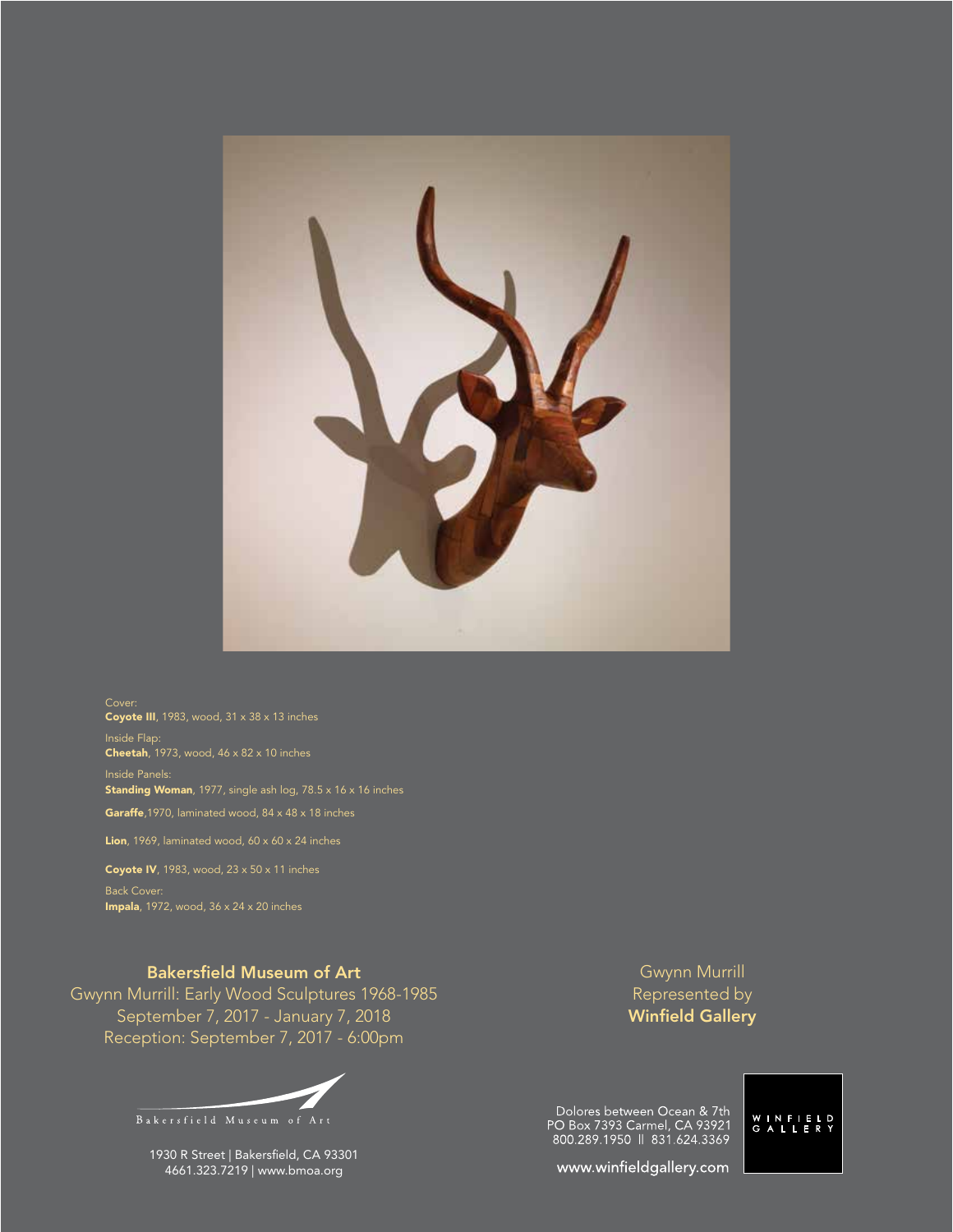Cover:
**Coyote III**, 1983, wood, 31 x 38 x 13 inches

Inside Flap:
**Cheetah**, 1973, wood, 46 x 82 x 10 inches

Inside Panels:
**Standing Woman**, 1977, single ash log, 78.5 x 16 x 16 inches

**Garaffe**,1970, laminated wood, 84 x 48 x 18 inches

**Lion**, 1969, laminated wood, 60 x 60 x 24 inches

**Coyote IV**, 1983, wood, 23 x 50 x 11 inches

Back Cover:
**Impala**, 1972, wood, 36 x 24 x 20 inches

**Bakersfield Museum of Art**
Gwynn Murrill: Early Wood Sculptures 1968-1985
September 7, 2017 - January 7, 2018
Reception: September 7, 2017 - 6:00pm

Gwynn Murrill
Represented by
**Winfield Gallery**

Bakersfield Museum of Art

1930 R Street | Bakersfield, CA 93301
4661.323.7219 | www.bmoa.org

Dolores between Ocean & 7th
PO Box 7393 Carmel, CA 93921
800.289.1950 || 831.624.3369

www.winfieldgallery.com

WINFIELD GALLERY